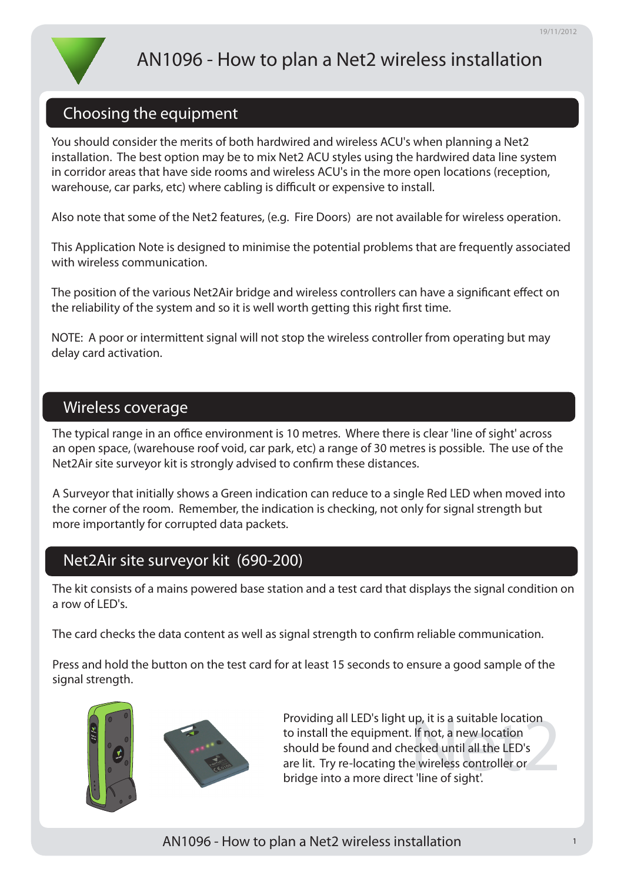# AN1096 - How to plan a Net2 wireless installation

## Choosing the equipment

You should consider the merits of both hardwired and wireless ACU's when planning a Net2 installation. The best option may be to mix Net2 ACU styles using the hardwired data line system in corridor areas that have side rooms and wireless ACU's in the more open locations (reception, warehouse, car parks, etc) where cabling is difficult or expensive to install.

Also note that some of the Net2 features, (e.g. Fire Doors) are not available for wireless operation.

This Application Note is designed to minimise the potential problems that are frequently associated with wireless communication.

The position of the various Net2Air bridge and wireless controllers can have a significant effect on the reliability of the system and so it is well worth getting this right first time.

NOTE: A poor or intermittent signal will not stop the wireless controller from operating but may delay card activation.

## Wireless coverage

The typical range in an office environment is 10 metres. Where there is clear 'line of sight' across an open space, (warehouse roof void, car park, etc) a range of 30 metres is possible. The use of the Net2Air site surveyor kit is strongly advised to confirm these distances.

A Surveyor that initially shows a Green indication can reduce to a single Red LED when moved into the corner of the room. Remember, the indication is checking, not only for signal strength but more importantly for corrupted data packets.

## Net2Air site surveyor kit (690-200)

The kit consists of a mains powered base station and a test card that displays the signal condition on a row of LED's.

The card checks the data content as well as signal strength to confirm reliable communication.

Press and hold the button on the test card for at least 15 seconds to ensure a good sample of the signal strength.

Providing all LED's light up, it is a suitable location to install the equipment. If not, a new location should be found and checked until all the LED's are lit. Try re-locating the wireless controller or bridge into a more direct 'line of sight'.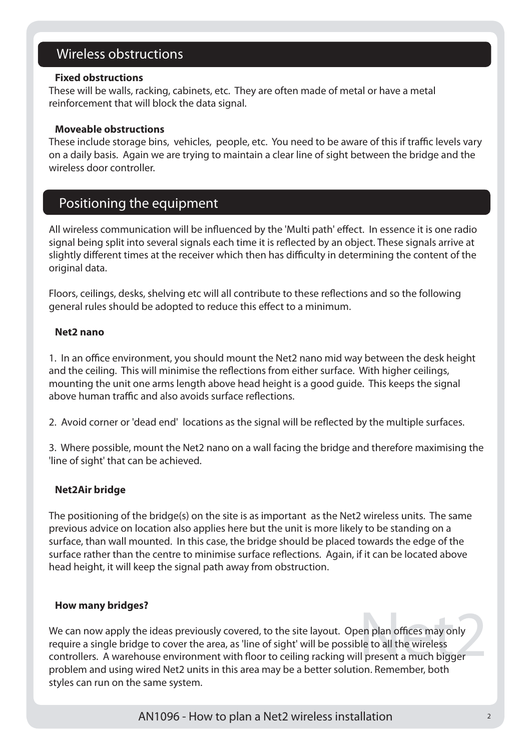## Wireless obstructions

**Fixed obstructions**

These will be walls, racking, cabinets, etc. They are often made of metal or have a metal reinforcement that will block the data signal.

**Moveable obstructions**

These include storage bins, vehicles, people, etc. You need to be aware of this if traffic levels vary on a daily basis. Again we are trying to maintain a clear line of sight between the bridge and the wireless door controller.

## Positioning the equipment

All wireless communication will be influenced by the 'Multi path' effect. In essence it is one radio signal being split into several signals each time it is reflected by an object. These signals arrive at slightly different times at the receiver which then has difficulty in determining the content of the original data.

Floors, ceilings, desks, shelving etc will all contribute to these reflections and so the following general rules should be adopted to reduce this effect to a minimum.

**Net2 nano**

1. In an office environment, you should mount the Net2 nano mid way between the desk height and the ceiling. This will minimise the reflections from either surface. With higher ceilings, mounting the unit one arms length above head height is a good guide. This keeps the signal above human traffic and also avoids surface reflections.

2. Avoid corner or 'dead end' locations as the signal will be reflected by the multiple surfaces.

3. Where possible, mount the Net2 nano on a wall facing the bridge and therefore maximising the 'line of sight' that can be achieved.

**Net2Air bridge**

The positioning of the bridge(s) on the site is as important as the Net2 wireless units. The same previous advice on location also applies here but the unit is more likely to be standing on a surface, than wall mounted. In this case, the bridge should be placed towards the edge of the surface rather than the centre to minimise surface reflections. Again, if it can be located above head height, it will keep the signal path away from obstruction.

**How many bridges?**

We can now apply the ideas previously covered, to the site layout. Open plan offices may only require a single bridge to cover the area, as 'line of sight' will be possible to all the wireless controllers. A warehouse environment with floor to ceiling racking will present a much bigger problem and using wired Net2 units in this area may be a better solution. Remember, both styles can run on the same system.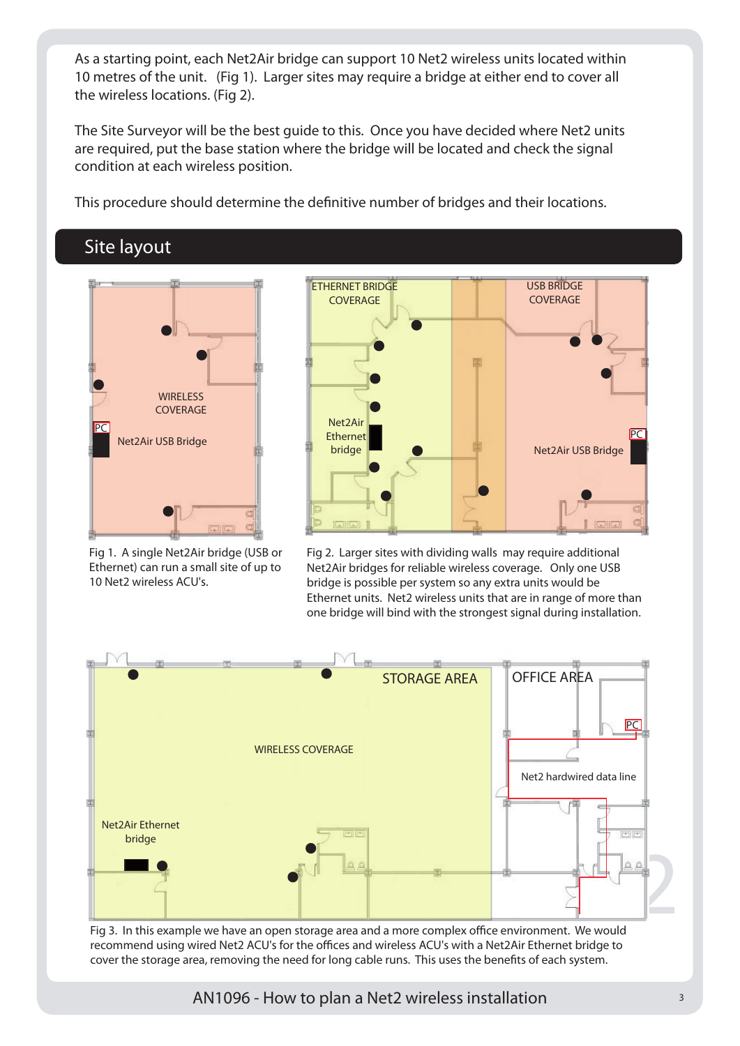As a starting point, each Net2Air bridge can support 10 Net2 wireless units located within 10 metres of the unit. (Fig 1). Larger sites may require a bridge at either end to cover all the wireless locations. (Fig 2).

The Site Surveyor will be the best guide to this. Once you have decided where Net2 units are required, put the base station where the bridge will be located and check the signal condition at each wireless position.

This procedure should determine the definitive number of bridges and their locations.

## Site layout

WIRELESS COVERAGE

PC

Net2Air USB Bridge

Fig 1. A single Net2Air bridge (USB or Ethernet) can run a small site of up to 10 Net2 wireless ACU's.

ETHERNET BRIDGE COVERAGE

USB BRIDGE COVERAGE

Net2Air Ethernet bridge

PC

Net2Air USB Bridge

Fig 2. Larger sites with dividing walls may require additional Net2Air bridges for reliable wireless coverage. Only one USB bridge is possible per system so any extra units would be Ethernet units. Net2 wireless units that are in range of more than one bridge will bind with the strongest signal during installation.

STORAGE AREA

OFFICE AREA

PC

WIRELESS COVERAGE

Net2 hardwired data line

Net2Air Ethernet bridge

Fig 3. In this example we have an open storage area and a more complex office environment. We would recommend using wired Net2 ACU's for the offices and wireless ACU's with a Net2Air Ethernet bridge to cover the storage area, removing the need for long cable runs. This uses the benefits of each system.